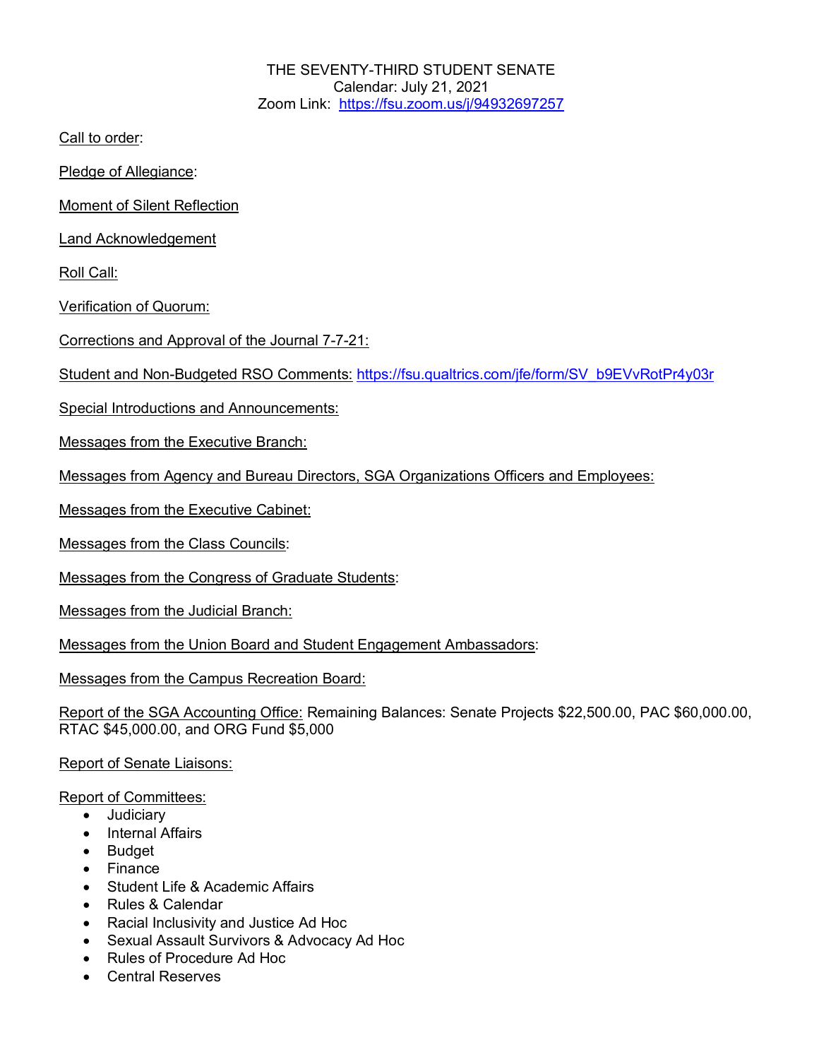THE SEVENTY-THIRD STUDENT SENATE
Calendar: July 21, 2021
Zoom Link: https://fsu.zoom.us/j/94932697257

Call to order:

Pledge of Allegiance:

Moment of Silent Reflection

Land Acknowledgement

Roll Call:

Verification of Quorum:

Corrections and Approval of the Journal 7-7-21:

Student and Non-Budgeted RSO Comments: https://fsu.qualtrics.com/jfe/form/SV_b9EVvRotPr4y03r

Special Introductions and Announcements:

Messages from the Executive Branch:

Messages from Agency and Bureau Directors, SGA Organizations Officers and Employees:

Messages from the Executive Cabinet:

Messages from the Class Councils:

Messages from the Congress of Graduate Students:

Messages from the Judicial Branch:

Messages from the Union Board and Student Engagement Ambassadors:

Messages from the Campus Recreation Board:

Report of the SGA Accounting Office: Remaining Balances: Senate Projects $22,500.00, PAC $60,000.00, RTAC $45,000.00, and ORG Fund $5,000

Report of Senate Liaisons:

Report of Committees:

- Judiciary
- Internal Affairs
- Budget
- Finance
- Student Life & Academic Affairs
- Rules & Calendar
- Racial Inclusivity and Justice Ad Hoc
- Sexual Assault Survivors & Advocacy Ad Hoc
- Rules of Procedure Ad Hoc
- Central Reserves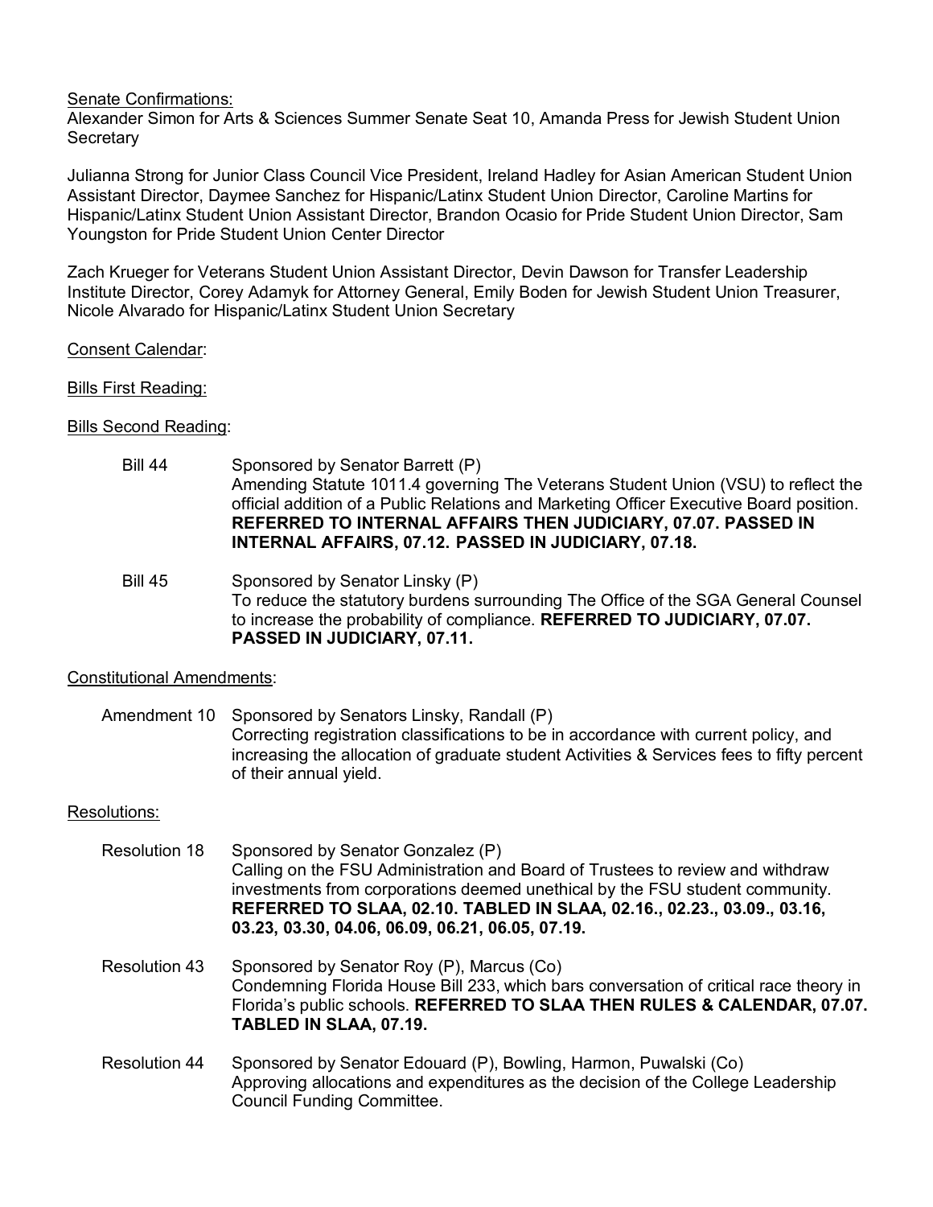Senate Confirmations:

Alexander Simon for Arts & Sciences Summer Senate Seat 10, Amanda Press for Jewish Student Union Secretary

Julianna Strong for Junior Class Council Vice President, Ireland Hadley for Asian American Student Union Assistant Director, Daymee Sanchez for Hispanic/Latinx Student Union Director, Caroline Martins for Hispanic/Latinx Student Union Assistant Director, Brandon Ocasio for Pride Student Union Director, Sam Youngston for Pride Student Union Center Director

Zach Krueger for Veterans Student Union Assistant Director, Devin Dawson for Transfer Leadership Institute Director, Corey Adamyk for Attorney General, Emily Boden for Jewish Student Union Treasurer, Nicole Alvarado for Hispanic/Latinx Student Union Secretary

Consent Calendar:

Bills First Reading:

Bills Second Reading:

Bill 44 — Sponsored by Senator Barrett (P)
Amending Statute 1011.4 governing The Veterans Student Union (VSU) to reflect the official addition of a Public Relations and Marketing Officer Executive Board position. **REFERRED TO INTERNAL AFFAIRS THEN JUDICIARY, 07.07. PASSED IN INTERNAL AFFAIRS, 07.12. PASSED IN JUDICIARY, 07.18.**

Bill 45 — Sponsored by Senator Linsky (P)
To reduce the statutory burdens surrounding The Office of the SGA General Counsel to increase the probability of compliance. **REFERRED TO JUDICIARY, 07.07. PASSED IN JUDICIARY, 07.11.**

Constitutional Amendments:

Amendment 10 — Sponsored by Senators Linsky, Randall (P)
Correcting registration classifications to be in accordance with current policy, and increasing the allocation of graduate student Activities & Services fees to fifty percent of their annual yield.

Resolutions:

Resolution 18 — Sponsored by Senator Gonzalez (P)
Calling on the FSU Administration and Board of Trustees to review and withdraw investments from corporations deemed unethical by the FSU student community. **REFERRED TO SLAA, 02.10. TABLED IN SLAA, 02.16., 02.23., 03.09., 03.16, 03.23, 03.30, 04.06, 06.09, 06.21, 06.05, 07.19.**

Resolution 43 — Sponsored by Senator Roy (P), Marcus (Co)
Condemning Florida House Bill 233, which bars conversation of critical race theory in Florida's public schools. **REFERRED TO SLAA THEN RULES & CALENDAR, 07.07. TABLED IN SLAA, 07.19.**

Resolution 44 — Sponsored by Senator Edouard (P), Bowling, Harmon, Puwalski (Co)
Approving allocations and expenditures as the decision of the College Leadership Council Funding Committee.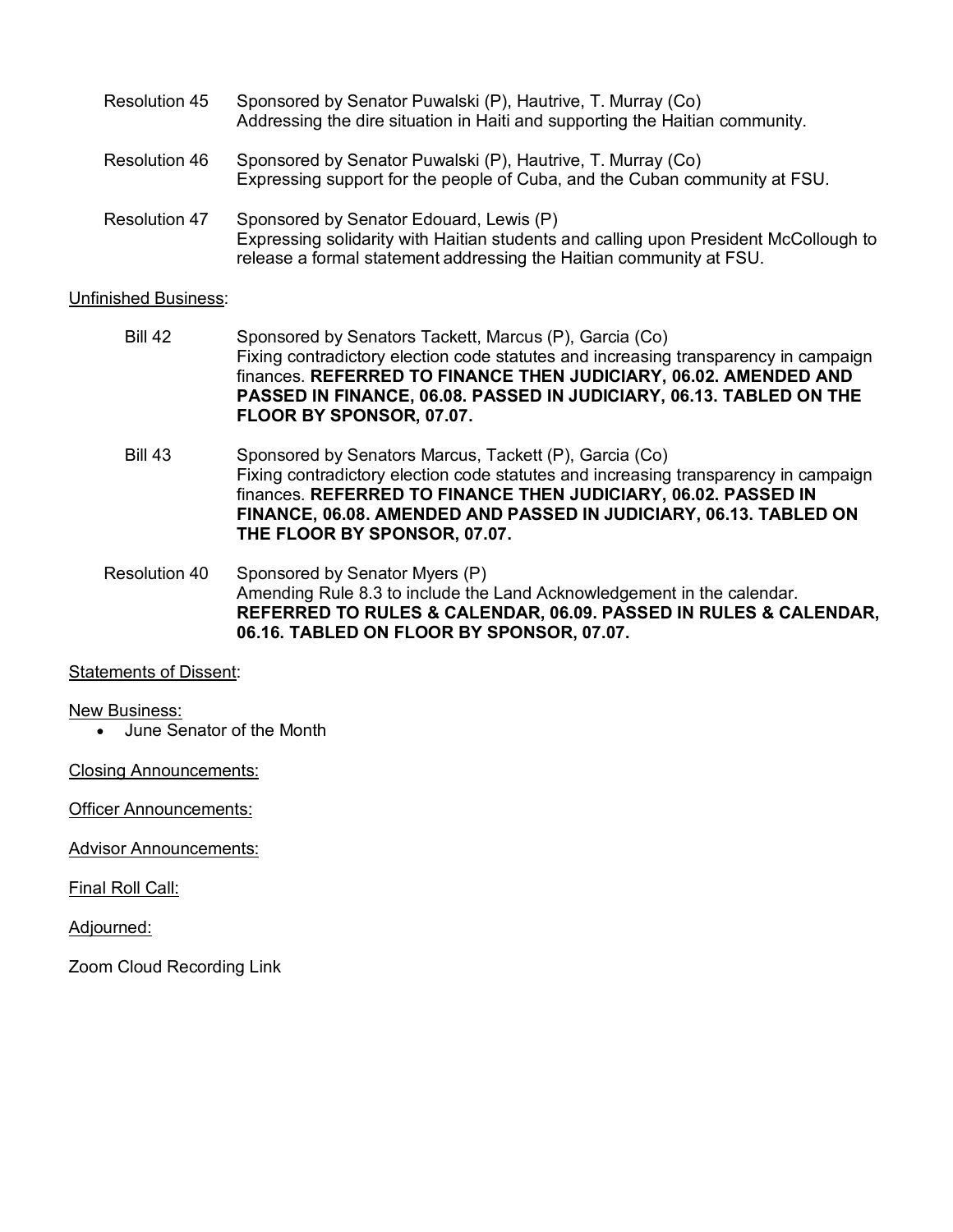Resolution 45 Sponsored by Senator Puwalski (P), Hautrive, T. Murray (Co)
Addressing the dire situation in Haiti and supporting the Haitian community.

Resolution 46 Sponsored by Senator Puwalski (P), Hautrive, T. Murray (Co)
Expressing support for the people of Cuba, and the Cuban community at FSU.

Resolution 47 Sponsored by Senator Edouard, Lewis (P)
Expressing solidarity with Haitian students and calling upon President McCollough to release a formal statement addressing the Haitian community at FSU.

<u>Unfinished Business</u>:

Bill 42 Sponsored by Senators Tackett, Marcus (P), Garcia (Co)
Fixing contradictory election code statutes and increasing transparency in campaign finances. **REFERRED TO FINANCE THEN JUDICIARY, 06.02. AMENDED AND PASSED IN FINANCE, 06.08. PASSED IN JUDICIARY, 06.13. TABLED ON THE FLOOR BY SPONSOR, 07.07.**

Bill 43 Sponsored by Senators Marcus, Tackett (P), Garcia (Co)
Fixing contradictory election code statutes and increasing transparency in campaign finances. **REFERRED TO FINANCE THEN JUDICIARY, 06.02. PASSED IN FINANCE, 06.08. AMENDED AND PASSED IN JUDICIARY, 06.13. TABLED ON THE FLOOR BY SPONSOR, 07.07.**

Resolution 40 Sponsored by Senator Myers (P)
Amending Rule 8.3 to include the Land Acknowledgement in the calendar. **REFERRED TO RULES & CALENDAR, 06.09. PASSED IN RULES & CALENDAR, 06.16. TABLED ON FLOOR BY SPONSOR, 07.07.**

<u>Statements of Dissent</u>:

<u>New Business:</u>

- June Senator of the Month

<u>Closing Announcements:</u>

<u>Officer Announcements:</u>

<u>Advisor Announcements:</u>

<u>Final Roll Call:</u>

<u>Adjourned:</u>

Zoom Cloud Recording Link